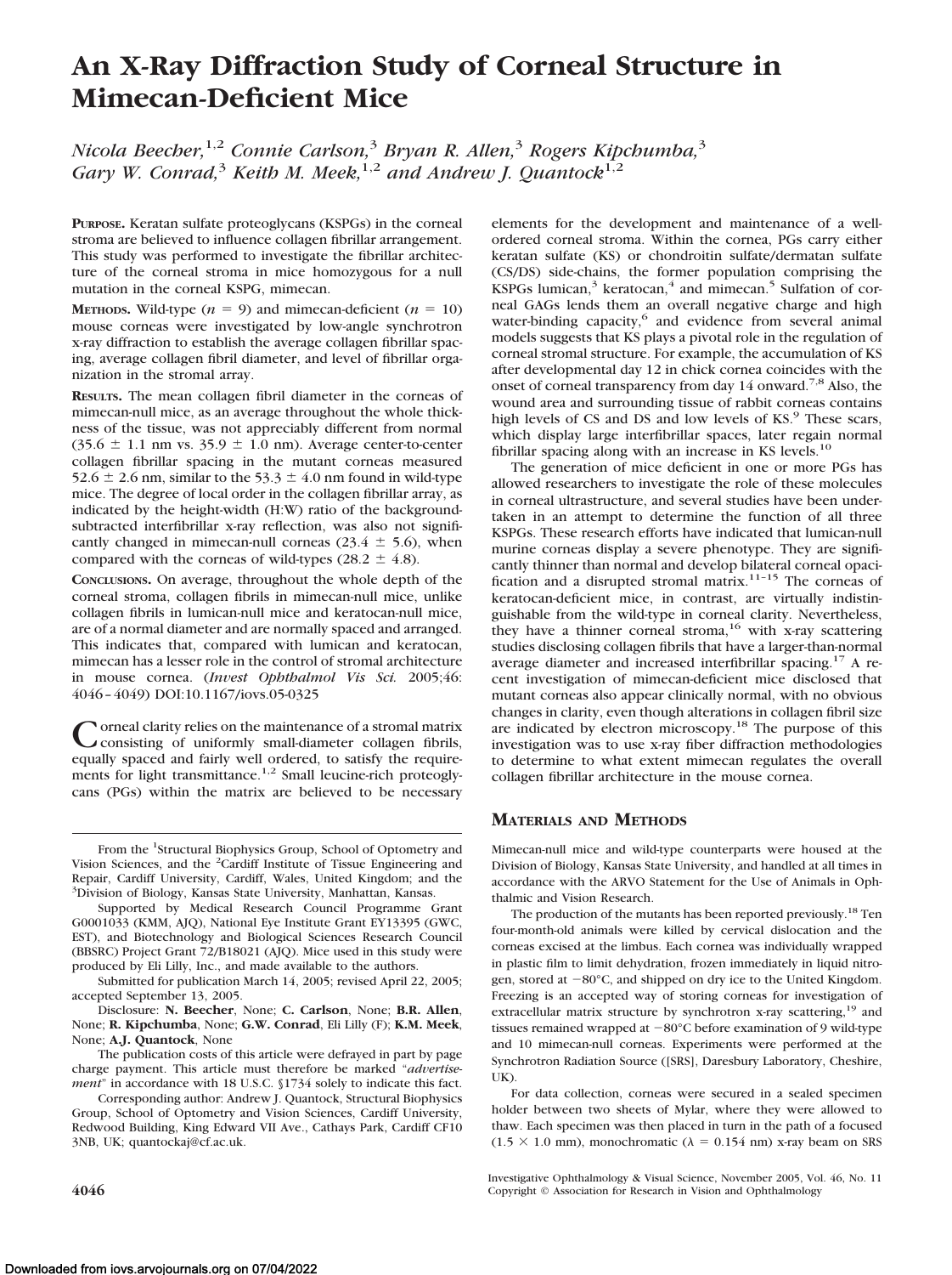# An X-Ray Diffraction Study of Corneal Structure in Mimecan-Deficient Mice

*Nicola Beecher,[1,2] Connie Carlson,[3] Bryan R. Allen,[3] Rogers Kipchumba,[3] Gary W. Conrad,[3] Keith M. Meek,[1,2] and Andrew J. Quantock[1,2]*

**Purpose.** Keratan sulfate proteoglycans (KSPGs) in the corneal stroma are believed to influence collagen fibrillar arrangement. This study was performed to investigate the fibrillar architecture of the corneal stroma in mice homozygous for a null mutation in the corneal KSPG, mimecan.

**Methods.** Wild-type ($n = 9$) and mimecan-deficient ($n = 10$) mouse corneas were investigated by low-angle synchrotron x-ray diffraction to establish the average collagen fibrillar spacing, average collagen fibril diameter, and level of fibrillar organization in the stromal array.

**Results.** The mean collagen fibril diameter in the corneas of mimecan-null mice, as an average throughout the whole thickness of the tissue, was not appreciably different from normal (35.6 ± 1.1 nm vs. 35.9 ± 1.0 nm). Average center-to-center collagen fibrillar spacing in the mutant corneas measured 52.6 ± 2.6 nm, similar to the 53.3 ± 4.0 nm found in wild-type mice. The degree of local order in the collagen fibrillar array, as indicated by the height-width (H:W) ratio of the background-subtracted interfibrillar x-ray reflection, was also not significantly changed in mimecan-null corneas (23.4 ± 5.6), when compared with the corneas of wild-types (28.2 ± 4.8).

**Conclusions.** On average, throughout the whole depth of the corneal stroma, collagen fibrils in mimecan-null mice, unlike collagen fibrils in lumican-null mice and keratocan-null mice, are of a normal diameter and are normally spaced and arranged. This indicates that, compared with lumican and keratocan, mimecan has a lesser role in the control of stromal architecture in mouse cornea. (*Invest Ophthalmol Vis Sci.* 2005;46: 4046–4049) DOI:10.1167/iovs.05-0325

Corneal clarity relies on the maintenance of a stromal matrix consisting of uniformly small-diameter collagen fibrils, equally spaced and fairly well ordered, to satisfy the requirements for light transmittance.[1,2] Small leucine-rich proteoglycans (PGs) within the matrix are believed to be necessary elements for the development and maintenance of a well-ordered corneal stroma. Within the cornea, PGs carry either keratan sulfate (KS) or chondroitin sulfate/dermatan sulfate (CS/DS) side-chains, the former population comprising the KSPGs lumican,[3] keratocan,[4] and mimecan.[5] Sulfation of corneal GAGs lends them an overall negative charge and high water-binding capacity,[6] and evidence from several animal models suggests that KS plays a pivotal role in the regulation of corneal stromal structure. For example, the accumulation of KS after developmental day 12 in chick cornea coincides with the onset of corneal transparency from day 14 onward.[7,8] Also, the wound area and surrounding tissue of rabbit corneas contains high levels of CS and DS and low levels of KS.[9] These scars, which display large interfibrillar spaces, later regain normal fibrillar spacing along with an increase in KS levels.[10]

The generation of mice deficient in one or more PGs has allowed researchers to investigate the role of these molecules in corneal ultrastructure, and several studies have been undertaken in an attempt to determine the function of all three KSPGs. These research efforts have indicated that lumican-null murine corneas display a severe phenotype. They are significantly thinner than normal and develop bilateral corneal opacification and a disrupted stromal matrix.[11–15] The corneas of keratocan-deficient mice, in contrast, are virtually indistinguishable from the wild-type in corneal clarity. Nevertheless, they have a thinner corneal stroma,[16] with x-ray scattering studies disclosing collagen fibrils that have a larger-than-normal average diameter and increased interfibrillar spacing.[17] A recent investigation of mimecan-deficient mice disclosed that mutant corneas also appear clinically normal, with no obvious changes in clarity, even though alterations in collagen fibril size are indicated by electron microscopy.[18] The purpose of this investigation was to use x-ray fiber diffraction methodologies to determine to what extent mimecan regulates the overall collagen fibrillar architecture in the mouse cornea.

## Materials and Methods

Mimecan-null mice and wild-type counterparts were housed at the Division of Biology, Kansas State University, and handled at all times in accordance with the ARVO Statement for the Use of Animals in Ophthalmic and Vision Research.

The production of the mutants has been reported previously.[18] Ten four-month-old animals were killed by cervical dislocation and the corneas excised at the limbus. Each cornea was individually wrapped in plastic film to limit dehydration, frozen immediately in liquid nitrogen, stored at −80°C, and shipped on dry ice to the United Kingdom. Freezing is an accepted way of storing corneas for investigation of extracellular matrix structure by synchrotron x-ray scattering,[19] and tissues remained wrapped at −80°C before examination of 9 wild-type and 10 mimecan-null corneas. Experiments were performed at the Synchrotron Radiation Source ([SRS], Daresbury Laboratory, Cheshire, UK).

For data collection, corneas were secured in a sealed specimen holder between two sheets of Mylar, where they were allowed to thaw. Each specimen was then placed in turn in the path of a focused (1.5 × 1.0 mm), monochromatic ($\lambda = 0.154$ nm) x-ray beam on SRS

From the [1]Structural Biophysics Group, School of Optometry and Vision Sciences, and the [2]Cardiff Institute of Tissue Engineering and Repair, Cardiff University, Cardiff, Wales, United Kingdom; and the [3]Division of Biology, Kansas State University, Manhattan, Kansas.

Supported by Medical Research Council Programme Grant G0001033 (KMM, AJQ), National Eye Institute Grant EY13395 (GWC, EST), and Biotechnology and Biological Sciences Research Council (BBSRC) Project Grant 72/B18021 (AJQ). Mice used in this study were produced by Eli Lilly, Inc., and made available to the authors.

Submitted for publication March 14, 2005; revised April 22, 2005; accepted September 13, 2005.

Disclosure: **N. Beecher**, None; **C. Carlson**, None; **B.R. Allen**, None; **R. Kipchumba**, None; **G.W. Conrad**, Eli Lilly (F); **K.M. Meek**, None; **A.J. Quantock**, None

The publication costs of this article were defrayed in part by page charge payment. This article must therefore be marked "*advertisement*" in accordance with 18 U.S.C. §1734 solely to indicate this fact.

Corresponding author: Andrew J. Quantock, Structural Biophysics Group, School of Optometry and Vision Sciences, Cardiff University, Redwood Building, King Edward VII Ave., Cathays Park, Cardiff CF10 3NB, UK; quantockaj@cf.ac.uk.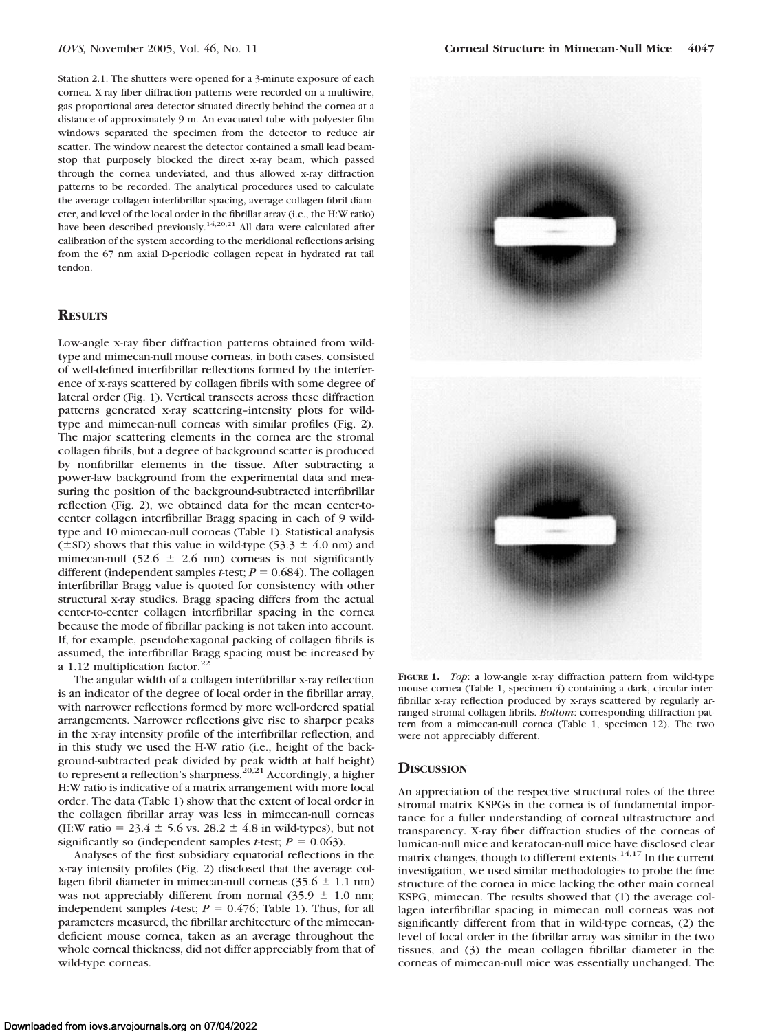Station 2.1. The shutters were opened for a 3-minute exposure of each cornea. X-ray fiber diffraction patterns were recorded on a multiwire, gas proportional area detector situated directly behind the cornea at a distance of approximately 9 m. An evacuated tube with polyester film windows separated the specimen from the detector to reduce air scatter. The window nearest the detector contained a small lead beam-stop that purposely blocked the direct x-ray beam, which passed through the cornea undeviated, and thus allowed x-ray diffraction patterns to be recorded. The analytical procedures used to calculate the average collagen interfibrillar spacing, average collagen fibril diameter, and level of the local order in the fibrillar array (i.e., the H:W ratio) have been described previously.[14,20,21] All data were calculated after calibration of the system according to the meridional reflections arising from the 67 nm axial D-periodic collagen repeat in hydrated rat tail tendon.

## Results

Low-angle x-ray fiber diffraction patterns obtained from wild-type and mimecan-null mouse corneas, in both cases, consisted of well-defined interfibrillar reflections formed by the interference of x-rays scattered by collagen fibrils with some degree of lateral order (Fig. 1). Vertical transects across these diffraction patterns generated x-ray scattering–intensity plots for wild-type and mimecan-null corneas with similar profiles (Fig. 2). The major scattering elements in the cornea are the stromal collagen fibrils, but a degree of background scatter is produced by nonfibrillar elements in the tissue. After subtracting a power-law background from the experimental data and measuring the position of the background-subtracted interfibrillar reflection (Fig. 2), we obtained data for the mean center-to-center collagen interfibrillar Bragg spacing in each of 9 wild-type and 10 mimecan-null corneas (Table 1). Statistical analysis (±SD) shows that this value in wild-type (53.3 ± 4.0 nm) and mimecan-null (52.6 ± 2.6 nm) corneas is not significantly different (independent samples *t*-test; $P = 0.684$). The collagen interfibrillar Bragg value is quoted for consistency with other structural x-ray studies. Bragg spacing differs from the actual center-to-center collagen interfibrillar spacing in the cornea because the mode of fibrillar packing is not taken into account. If, for example, pseudohexagonal packing of collagen fibrils is assumed, the interfibrillar Bragg spacing must be increased by a 1.12 multiplication factor.[22]

The angular width of a collagen interfibrillar x-ray reflection is an indicator of the degree of local order in the fibrillar array, with narrower reflections formed by more well-ordered spatial arrangements. Narrower reflections give rise to sharper peaks in the x-ray intensity profile of the interfibrillar reflection, and in this study we used the H-W ratio (i.e., height of the background-subtracted peak divided by peak width at half height) to represent a reflection's sharpness.[20,21] Accordingly, a higher H:W ratio is indicative of a matrix arrangement with more local order. The data (Table 1) show that the extent of local order in the collagen fibrillar array was less in mimecan-null corneas (H:W ratio = 23.4 ± 5.6 vs. 28.2 ± 4.8 in wild-types), but not significantly so (independent samples *t*-test; $P = 0.063$).

Analyses of the first subsidiary equatorial reflections in the x-ray intensity profiles (Fig. 2) disclosed that the average collagen fibril diameter in mimecan-null corneas (35.6 ± 1.1 nm) was not appreciably different from normal (35.9 ± 1.0 nm; independent samples *t*-test; $P = 0.476$; Table 1). Thus, for all parameters measured, the fibrillar architecture of the mimecan-deficient mouse cornea, taken as an average throughout the whole corneal thickness, did not differ appreciably from that of wild-type corneas.

**Figure 1.** *Top*: a low-angle x-ray diffraction pattern from wild-type mouse cornea (Table 1, specimen 4) containing a dark, circular interfibrillar x-ray reflection produced by x-rays scattered by regularly arranged stromal collagen fibrils. *Bottom*: corresponding diffraction pattern from a mimecan-null cornea (Table 1, specimen 12). The two were not appreciably different.

## Discussion

An appreciation of the respective structural roles of the three stromal matrix KSPGs in the cornea is of fundamental importance for a fuller understanding of corneal ultrastructure and transparency. X-ray fiber diffraction studies of the corneas of lumican-null mice and keratocan-null mice have disclosed clear matrix changes, though to different extents.[14,17] In the current investigation, we used similar methodologies to probe the fine structure of the cornea in mice lacking the other main corneal KSPG, mimecan. The results showed that (1) the average collagen interfibrillar spacing in mimecan null corneas was not significantly different from that in wild-type corneas, (2) the level of local order in the fibrillar array was similar in the two tissues, and (3) the mean collagen fibrillar diameter in the corneas of mimecan-null mice was essentially unchanged. The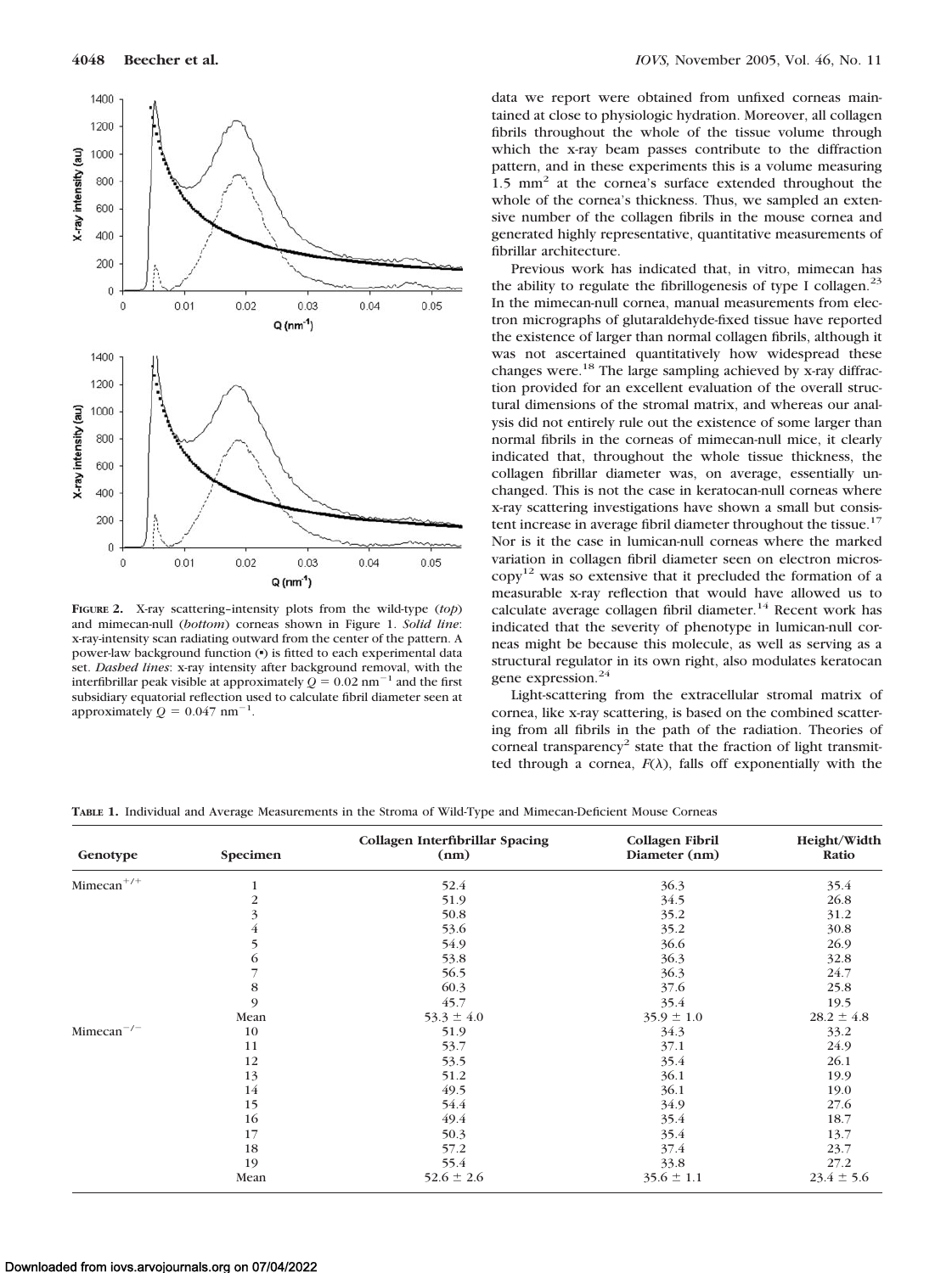FIGURE 2. X-ray scattering–intensity plots from the wild-type (*top*) and mimecan-null (*bottom*) corneas shown in Figure 1. *Solid line*: x-ray-intensity scan radiating outward from the center of the pattern. A power-law background function (•) is fitted to each experimental data set. *Dashed lines*: x-ray intensity after background removal, with the interfibrillar peak visible at approximately $Q = 0.02$ nm$^{-1}$ and the first subsidiary equatorial reflection used to calculate fibril diameter seen at approximately $Q = 0.047$ nm$^{-1}$.

data we report were obtained from unfixed corneas maintained at close to physiologic hydration. Moreover, all collagen fibrils throughout the whole of the tissue volume through which the x-ray beam passes contribute to the diffraction pattern, and in these experiments this is a volume measuring 1.5 mm$^2$ at the cornea's surface extended throughout the whole of the cornea's thickness. Thus, we sampled an extensive number of the collagen fibrils in the mouse cornea and generated highly representative, quantitative measurements of fibrillar architecture.

Previous work has indicated that, in vitro, mimecan has the ability to regulate the fibrillogenesis of type I collagen.[23] In the mimecan-null cornea, manual measurements from electron micrographs of glutaraldehyde-fixed tissue have reported the existence of larger than normal collagen fibrils, although it was not ascertained quantitatively how widespread these changes were.[18] The large sampling achieved by x-ray diffraction provided for an excellent evaluation of the overall structural dimensions of the stromal matrix, and whereas our analysis did not entirely rule out the existence of some larger than normal fibrils in the corneas of mimecan-null mice, it clearly indicated that, throughout the whole tissue thickness, the collagen fibrillar diameter was, on average, essentially unchanged. This is not the case in keratocan-null corneas where x-ray scattering investigations have shown a small but consistent increase in average fibril diameter throughout the tissue.[17] Nor is it the case in lumican-null corneas where the marked variation in collagen fibril diameter seen on electron microscopy[12] was so extensive that it precluded the formation of a measurable x-ray reflection that would have allowed us to calculate average collagen fibril diameter.[14] Recent work has indicated that the severity of phenotype in lumican-null corneas might be because this molecule, as well as serving as a structural regulator in its own right, also modulates keratocan gene expression.[24]

Light-scattering from the extracellular stromal matrix of cornea, like x-ray scattering, is based on the combined scattering from all fibrils in the path of the radiation. Theories of corneal transparency[2] state that the fraction of light transmitted through a cornea, $F(\lambda)$, falls off exponentially with the

TABLE 1. Individual and Average Measurements in the Stroma of Wild-Type and Mimecan-Deficient Mouse Corneas

| Genotype | Specimen | Collagen Interfibrillar Spacing (nm) | Collagen Fibril Diameter (nm) | Height/Width Ratio |
|---|---|---|---|---|
| Mimecan$^{+/+}$ | 1 | 52.4 | 36.3 | 35.4 |
| | 2 | 51.9 | 34.5 | 26.8 |
| | 3 | 50.8 | 35.2 | 31.2 |
| | 4 | 53.6 | 35.2 | 30.8 |
| | 5 | 54.9 | 36.6 | 26.9 |
| | 6 | 53.8 | 36.3 | 32.8 |
| | 7 | 56.5 | 36.3 | 24.7 |
| | 8 | 60.3 | 37.6 | 25.8 |
| | 9 | 45.7 | 35.4 | 19.5 |
| | Mean | 53.3 ± 4.0 | 35.9 ± 1.0 | 28.2 ± 4.8 |
| Mimecan$^{-/-}$ | 10 | 51.9 | 34.3 | 33.2 |
| | 11 | 53.7 | 37.1 | 24.9 |
| | 12 | 53.5 | 35.4 | 26.1 |
| | 13 | 51.2 | 36.1 | 19.9 |
| | 14 | 49.5 | 36.1 | 19.0 |
| | 15 | 54.4 | 34.9 | 27.6 |
| | 16 | 49.4 | 35.4 | 18.7 |
| | 17 | 50.3 | 35.4 | 13.7 |
| | 18 | 57.2 | 37.4 | 23.7 |
| | 19 | 55.4 | 33.8 | 27.2 |
| | Mean | 52.6 ± 2.6 | 35.6 ± 1.1 | 23.4 ± 5.6 |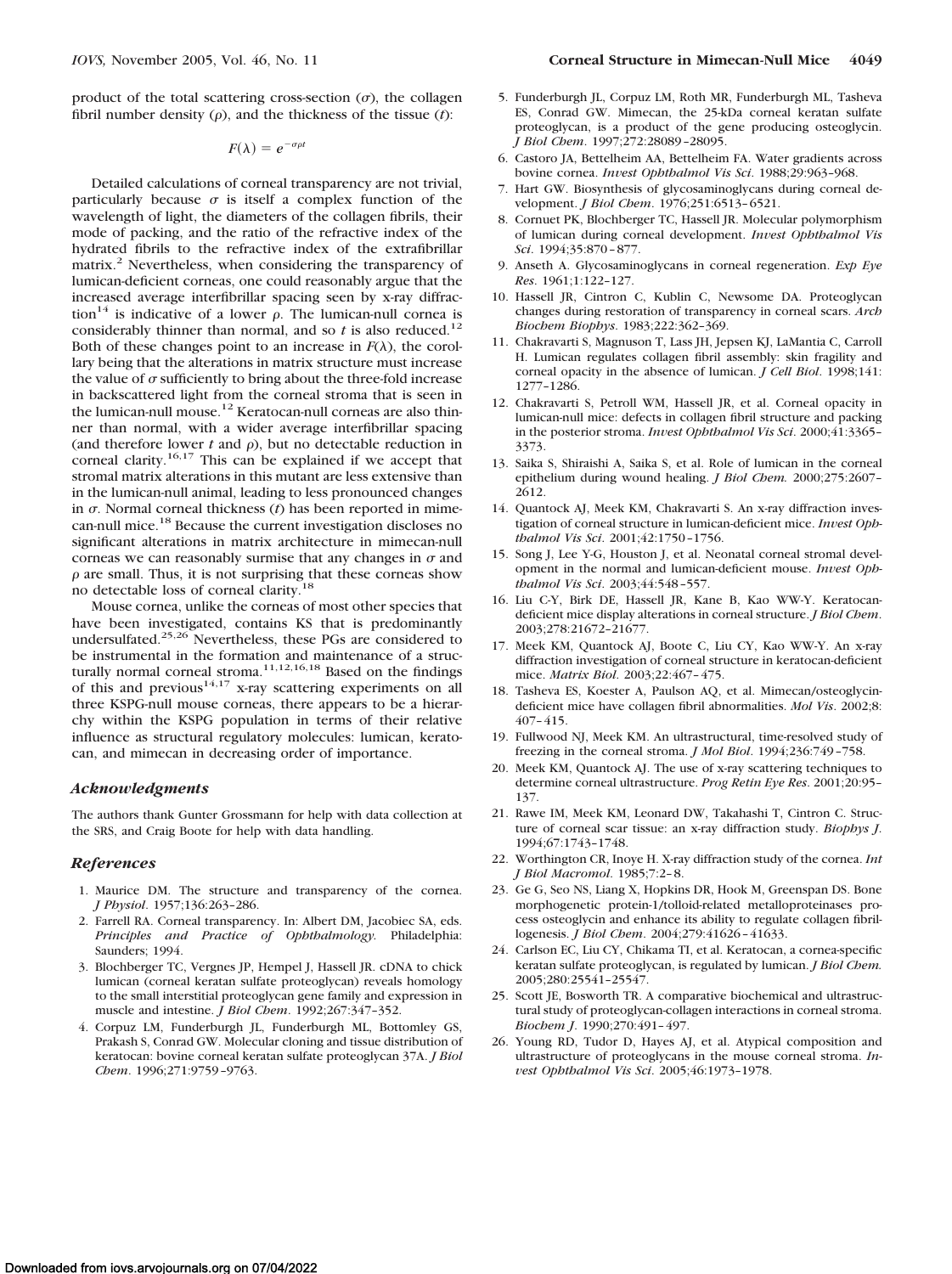product of the total scattering cross-section ($\sigma$), the collagen fibril number density ($\rho$), and the thickness of the tissue ($t$):

$$F(\lambda) = e^{-\sigma\rho t}$$

Detailed calculations of corneal transparency are not trivial, particularly because $\sigma$ is itself a complex function of the wavelength of light, the diameters of the collagen fibrils, their mode of packing, and the ratio of the refractive index of the hydrated fibrils to the refractive index of the extrafibrillar matrix.[2] Nevertheless, when considering the transparency of lumican-deficient corneas, one could reasonably argue that the increased average interfibrillar spacing seen by x-ray diffraction[14] is indicative of a lower $\rho$. The lumican-null cornea is considerably thinner than normal, and so $t$ is also reduced.[12] Both of these changes point to an increase in $F(\lambda)$, the corollary being that the alterations in matrix structure must increase the value of $\sigma$ sufficiently to bring about the three-fold increase in backscattered light from the corneal stroma that is seen in the lumican-null mouse.[12] Keratocan-null corneas are also thinner than normal, with a wider average interfibrillar spacing (and therefore lower $t$ and $\rho$), but no detectable reduction in corneal clarity.[16,17] This can be explained if we accept that stromal matrix alterations in this mutant are less extensive than in the lumican-null animal, leading to less pronounced changes in $\sigma$. Normal corneal thickness ($t$) has been reported in mimecan-null mice.[18] Because the current investigation discloses no significant alterations in matrix architecture in mimecan-null corneas we can reasonably surmise that any changes in $\sigma$ and $\rho$ are small. Thus, it is not surprising that these corneas show no detectable loss of corneal clarity.[18]

Mouse cornea, unlike the corneas of most other species that have been investigated, contains KS that is predominantly undersulfated.[25,26] Nevertheless, these PGs are considered to be instrumental in the formation and maintenance of a structurally normal corneal stroma.[11,12,16,18] Based on the findings of this and previous[14,17] x-ray scattering experiments on all three KSPG-null mouse corneas, there appears to be a hierarchy within the KSPG population in terms of their relative influence as structural regulatory molecules: lumican, keratocan, and mimecan in decreasing order of importance.

## *Acknowledgments*

The authors thank Gunter Grossmann for help with data collection at the SRS, and Craig Boote for help with data handling.

## *References*

1. Maurice DM. The structure and transparency of the cornea. *J Physiol*. 1957;136:263–286.
2. Farrell RA. Corneal transparency. In: Albert DM, Jacobiec SA, eds. *Principles and Practice of Ophthalmology.* Philadelphia: Saunders; 1994.
3. Blochberger TC, Vergnes JP, Hempel J, Hassell JR. cDNA to chick lumican (corneal keratan sulfate proteoglycan) reveals homology to the small interstitial proteoglycan gene family and expression in muscle and intestine. *J Biol Chem*. 1992;267:347–352.
4. Corpuz LM, Funderburgh JL, Funderburgh ML, Bottomley GS, Prakash S, Conrad GW. Molecular cloning and tissue distribution of keratocan: bovine corneal keratan sulfate proteoglycan 37A. *J Biol Chem*. 1996;271:9759–9763.
5. Funderburgh JL, Corpuz LM, Roth MR, Funderburgh ML, Tasheva ES, Conrad GW. Mimecan, the 25-kDa corneal keratan sulfate proteoglycan, is a product of the gene producing osteoglycin. *J Biol Chem*. 1997;272:28089–28095.
6. Castoro JA, Bettelheim AA, Bettelheim FA. Water gradients across bovine cornea. *Invest Ophthalmol Vis Sci*. 1988;29:963–968.
7. Hart GW. Biosynthesis of glycosaminoglycans during corneal development. *J Biol Chem*. 1976;251:6513–6521.
8. Cornuet PK, Blochberger TC, Hassell JR. Molecular polymorphism of lumican during corneal development. *Invest Ophthalmol Vis Sci*. 1994;35:870–877.
9. Anseth A. Glycosaminoglycans in corneal regeneration. *Exp Eye Res*. 1961;1:122–127.
10. Hassell JR, Cintron C, Kublin C, Newsome DA. Proteoglycan changes during restoration of transparency in corneal scars. *Arch Biochem Biophys*. 1983;222:362–369.
11. Chakravarti S, Magnuson T, Lass JH, Jepsen KJ, LaMantia C, Carroll H. Lumican regulates collagen fibril assembly: skin fragility and corneal opacity in the absence of lumican. *J Cell Biol*. 1998;141:1277–1286.
12. Chakravarti S, Petroll WM, Hassell JR, et al. Corneal opacity in lumican-null mice: defects in collagen fibril structure and packing in the posterior stroma. *Invest Ophthalmol Vis Sci*. 2000;41:3365–3373.
13. Saika S, Shiraishi A, Saika S, et al. Role of lumican in the corneal epithelium during wound healing. *J Biol Chem.* 2000;275:2607–2612.
14. Quantock AJ, Meek KM, Chakravarti S. An x-ray diffraction investigation of corneal structure in lumican-deficient mice. *Invest Ophthalmol Vis Sci*. 2001;42:1750–1756.
15. Song J, Lee Y-G, Houston J, et al. Neonatal corneal stromal development in the normal and lumican-deficient mouse. *Invest Ophthalmol Vis Sci*. 2003;44:548–557.
16. Liu C-Y, Birk DE, Hassell JR, Kane B, Kao WW-Y. Keratocan-deficient mice display alterations in corneal structure. *J Biol Chem*. 2003;278:21672–21677.
17. Meek KM, Quantock AJ, Boote C, Liu CY, Kao WW-Y. An x-ray diffraction investigation of corneal structure in keratocan-deficient mice. *Matrix Biol*. 2003;22:467–475.
18. Tasheva ES, Koester A, Paulson AQ, et al. Mimecan/osteoglycin-deficient mice have collagen fibril abnormalities. *Mol Vis*. 2002;8:407–415.
19. Fullwood NJ, Meek KM. An ultrastructural, time-resolved study of freezing in the corneal stroma. *J Mol Biol*. 1994;236:749–758.
20. Meek KM, Quantock AJ. The use of x-ray scattering techniques to determine corneal ultrastructure. *Prog Retin Eye Res*. 2001;20:95–137.
21. Rawe IM, Meek KM, Leonard DW, Takahashi T, Cintron C. Structure of corneal scar tissue: an x-ray diffraction study. *Biophys J*. 1994;67:1743–1748.
22. Worthington CR, Inoye H. X-ray diffraction study of the cornea. *Int J Biol Macromol*. 1985;7:2–8.
23. Ge G, Seo NS, Liang X, Hopkins DR, Hook M, Greenspan DS. Bone morphogenetic protein-1/tolloid-related metalloproteinases process osteoglycin and enhance its ability to regulate collagen fibrillogenesis. *J Biol Chem*. 2004;279:41626–41633.
24. Carlson EC, Liu CY, Chikama TI, et al. Keratocan, a cornea-specific keratan sulfate proteoglycan, is regulated by lumican. *J Biol Chem.* 2005;280:25541–25547.
25. Scott JE, Bosworth TR. A comparative biochemical and ultrastructural study of proteoglycan-collagen interactions in corneal stroma. *Biochem J*. 1990;270:491–497.
26. Young RD, Tudor D, Hayes AJ, et al. Atypical composition and ultrastructure of proteoglycans in the mouse corneal stroma. *Invest Ophthalmol Vis Sci*. 2005;46:1973–1978.